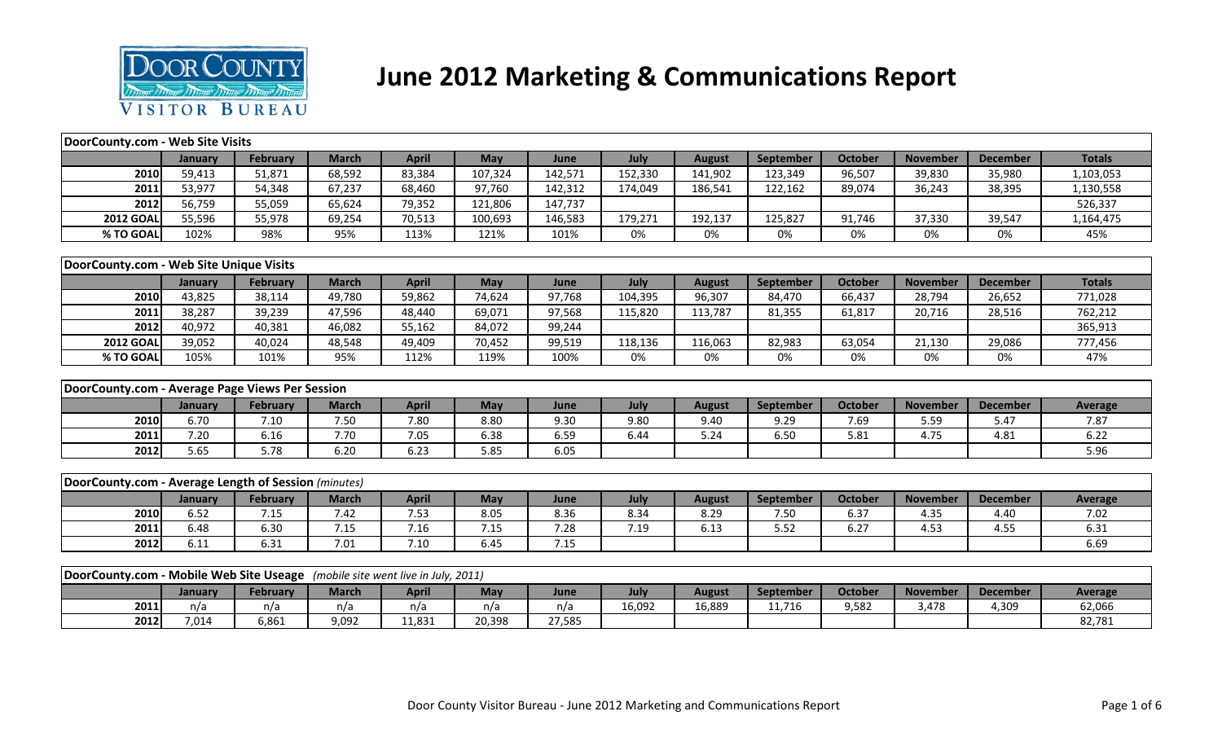# June 2012 Marketing & Communications Report

Door County Visitor Bureau

**DoorCounty.com - Web Site Visits**

| | January | February | March | April | May | June | July | August | September | October | November | December | Totals |
|---|---|---|---|---|---|---|---|---|---|---|---|---|---|
| 2010 | 59,413 | 51,871 | 68,592 | 83,384 | 107,324 | 142,571 | 152,330 | 141,902 | 123,349 | 96,507 | 39,830 | 35,980 | 1,103,053 |
| 2011 | 53,977 | 54,348 | 67,237 | 68,460 | 97,760 | 142,312 | 174,049 | 186,541 | 122,162 | 89,074 | 36,243 | 38,395 | 1,130,558 |
| 2012 | 56,759 | 55,059 | 65,624 | 79,352 | 121,806 | 147,737 | | | | | | | 526,337 |
| 2012 GOAL | 55,596 | 55,978 | 69,254 | 70,513 | 100,693 | 146,583 | 179,271 | 192,137 | 125,827 | 91,746 | 37,330 | 39,547 | 1,164,475 |
| % TO GOAL | 102% | 98% | 95% | 113% | 121% | 101% | 0% | 0% | 0% | 0% | 0% | 0% | 45% |

**DoorCounty.com - Web Site Unique Visits**

| | January | February | March | April | May | June | July | August | September | October | November | December | Totals |
|---|---|---|---|---|---|---|---|---|---|---|---|---|---|
| 2010 | 43,825 | 38,114 | 49,780 | 59,862 | 74,624 | 97,768 | 104,395 | 96,307 | 84,470 | 66,437 | 28,794 | 26,652 | 771,028 |
| 2011 | 38,287 | 39,239 | 47,596 | 48,440 | 69,071 | 97,568 | 115,820 | 113,787 | 81,355 | 61,817 | 20,716 | 28,516 | 762,212 |
| 2012 | 40,972 | 40,381 | 46,082 | 55,162 | 84,072 | 99,244 | | | | | | | 365,913 |
| 2012 GOAL | 39,052 | 40,024 | 48,548 | 49,409 | 70,452 | 99,519 | 118,136 | 116,063 | 82,983 | 63,054 | 21,130 | 29,086 | 777,456 |
| % TO GOAL | 105% | 101% | 95% | 112% | 119% | 100% | 0% | 0% | 0% | 0% | 0% | 0% | 47% |

**DoorCounty.com - Average Page Views Per Session**

| | January | February | March | April | May | June | July | August | September | October | November | December | Average |
|---|---|---|---|---|---|---|---|---|---|---|---|---|---|
| 2010 | 6.70 | 7.10 | 7.50 | 7.80 | 8.80 | 9.30 | 9.80 | 9.40 | 9.29 | 7.69 | 5.59 | 5.47 | 7.87 |
| 2011 | 7.20 | 6.16 | 7.70 | 7.05 | 6.38 | 6.59 | 6.44 | 5.24 | 6.50 | 5.81 | 4.75 | 4.81 | 6.22 |
| 2012 | 5.65 | 5.78 | 6.20 | 6.23 | 5.85 | 6.05 | | | | | | | 5.96 |

**DoorCounty.com - Average Length of Session** *(minutes)*

| | January | February | March | April | May | June | July | August | September | October | November | December | Average |
|---|---|---|---|---|---|---|---|---|---|---|---|---|---|
| 2010 | 6.52 | 7.15 | 7.42 | 7.53 | 8.05 | 8.36 | 8.34 | 8.29 | 7.50 | 6.37 | 4.35 | 4.40 | 7.02 |
| 2011 | 6.48 | 6.30 | 7.15 | 7.16 | 7.15 | 7.28 | 7.19 | 6.13 | 5.52 | 6.27 | 4.53 | 4.55 | 6.31 |
| 2012 | 6.11 | 6.31 | 7.01 | 7.10 | 6.45 | 7.15 | | | | | | | 6.69 |

**DoorCounty.com - Mobile Web Site Useage** *(mobile site went live in July, 2011)*

| | January | February | March | April | May | June | July | August | September | October | November | December | Average |
|---|---|---|---|---|---|---|---|---|---|---|---|---|---|
| 2011 | n/a | n/a | n/a | n/a | n/a | n/a | 16,092 | 16,889 | 11,716 | 9,582 | 3,478 | 4,309 | 62,066 |
| 2012 | 7,014 | 6,861 | 9,092 | 11,831 | 20,398 | 27,585 | | | | | | | 82,781 |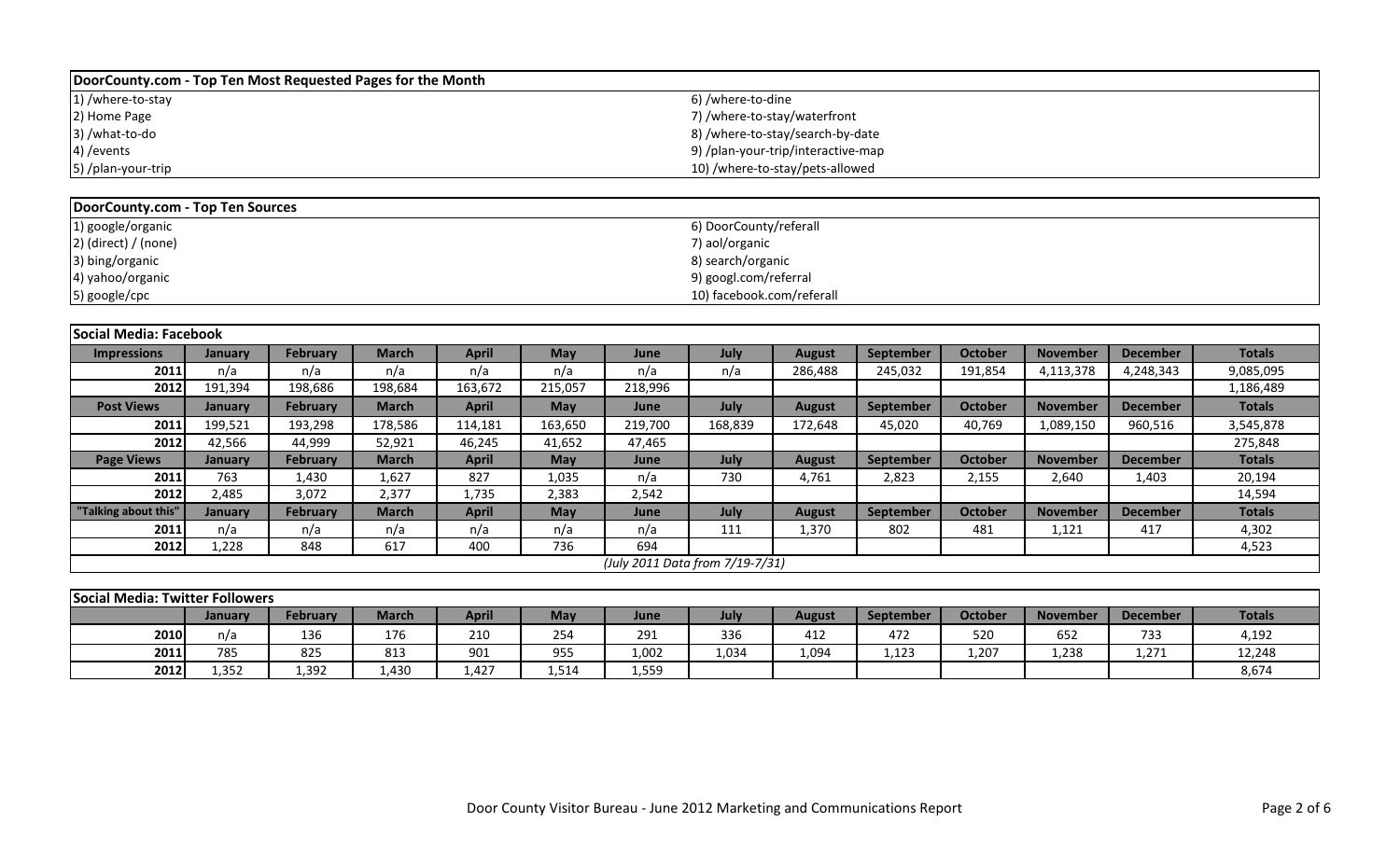## DoorCounty.com - Top Ten Most Requested Pages for the Month

| | |
|---|---|
| 1) /where-to-stay | 6) /where-to-dine |
| 2) Home Page | 7) /where-to-stay/waterfront |
| 3) /what-to-do | 8) /where-to-stay/search-by-date |
| 4) /events | 9) /plan-your-trip/interactive-map |
| 5) /plan-your-trip | 10) /where-to-stay/pets-allowed |

## DoorCounty.com - Top Ten Sources

| | |
|---|---|
| 1) google/organic | 6) DoorCounty/referall |
| 2) (direct) / (none) | 7) aol/organic |
| 3) bing/organic | 8) search/organic |
| 4) yahoo/organic | 9) googl.com/referral |
| 5) google/cpc | 10) facebook.com/referall |

## Social Media: Facebook

| Impressions | January | February | March | April | May | June | July | August | September | October | November | December | Totals |
|---|---|---|---|---|---|---|---|---|---|---|---|---|---|
| 2011 | n/a | n/a | n/a | n/a | n/a | n/a | n/a | 286,488 | 245,032 | 191,854 | 4,113,378 | 4,248,343 | 9,085,095 |
| 2012 | 191,394 | 198,686 | 198,684 | 163,672 | 215,057 | 218,996 | | | | | | | 1,186,489 |
| **Post Views** | **January** | **February** | **March** | **April** | **May** | **June** | **July** | **August** | **September** | **October** | **November** | **December** | **Totals** |
| 2011 | 199,521 | 193,298 | 178,586 | 114,181 | 163,650 | 219,700 | 168,839 | 172,648 | 45,020 | 40,769 | 1,089,150 | 960,516 | 3,545,878 |
| 2012 | 42,566 | 44,999 | 52,921 | 46,245 | 41,652 | 47,465 | | | | | | | 275,848 |
| **Page Views** | **January** | **February** | **March** | **April** | **May** | **June** | **July** | **August** | **September** | **October** | **November** | **December** | **Totals** |
| 2011 | 763 | 1,430 | 1,627 | 827 | 1,035 | n/a | 730 | 4,761 | 2,823 | 2,155 | 2,640 | 1,403 | 20,194 |
| 2012 | 2,485 | 3,072 | 2,377 | 1,735 | 2,383 | 2,542 | | | | | | | 14,594 |
| **"Talking about this"** | **January** | **February** | **March** | **April** | **May** | **June** | **July** | **August** | **September** | **October** | **November** | **December** | **Totals** |
| 2011 | n/a | n/a | n/a | n/a | n/a | n/a | 111 | 1,370 | 802 | 481 | 1,121 | 417 | 4,302 |
| 2012 | 1,228 | 848 | 617 | 400 | 736 | 694 | | | | | | | 4,523 |

*(July 2011 Data from 7/19-7/31)*

## Social Media: Twitter Followers

| | January | February | March | April | May | June | July | August | September | October | November | December | Totals |
|---|---|---|---|---|---|---|---|---|---|---|---|---|---|
| 2010 | n/a | 136 | 176 | 210 | 254 | 291 | 336 | 412 | 472 | 520 | 652 | 733 | 4,192 |
| 2011 | 785 | 825 | 813 | 901 | 955 | 1,002 | 1,034 | 1,094 | 1,123 | 1,207 | 1,238 | 1,271 | 12,248 |
| 2012 | 1,352 | 1,392 | 1,430 | 1,427 | 1,514 | 1,559 | | | | | | | 8,674 |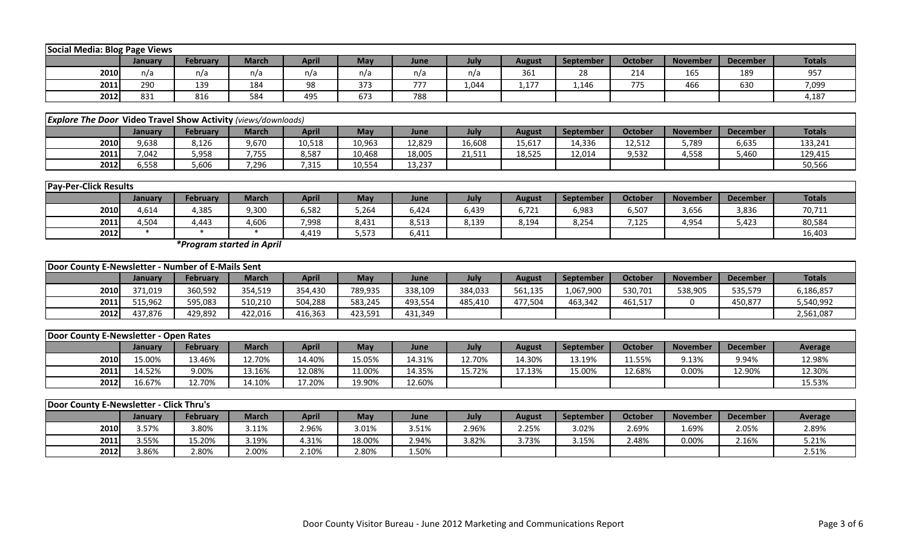| Social Media: Blog Page Views | | | | | | | | | | | | | |
|---|---|---|---|---|---|---|---|---|---|---|---|---|---|
| | January | February | March | April | May | June | July | August | September | October | November | December | Totals |
| 2010 | n/a | n/a | n/a | n/a | n/a | n/a | n/a | 361 | 28 | 214 | 165 | 189 | 957 |
| 2011 | 290 | 139 | 184 | 98 | 373 | 777 | 1,044 | 1,177 | 1,146 | 775 | 466 | 630 | 7,099 |
| 2012 | 831 | 816 | 584 | 495 | 673 | 788 | | | | | | | 4,187 |

| *Explore The Door* Video Travel Show Activity *(views/downloads)* | | | | | | | | | | | | | |
|---|---|---|---|---|---|---|---|---|---|---|---|---|---|
| | January | February | March | April | May | June | July | August | September | October | November | December | Totals |
| 2010 | 9,638 | 8,126 | 9,670 | 10,518 | 10,963 | 12,829 | 16,608 | 15,617 | 14,336 | 12,512 | 5,789 | 6,635 | 133,241 |
| 2011 | 7,042 | 5,958 | 7,755 | 8,587 | 10,468 | 18,005 | 21,511 | 18,525 | 12,014 | 9,532 | 4,558 | 5,460 | 129,415 |
| 2012 | 6,558 | 5,606 | 7,296 | 7,315 | 10,554 | 13,237 | | | | | | | 50,566 |

| Pay-Per-Click Results | | | | | | | | | | | | | |
|---|---|---|---|---|---|---|---|---|---|---|---|---|---|
| | January | February | March | April | May | June | July | August | September | October | November | December | Totals |
| 2010 | 4,614 | 4,385 | 9,300 | 6,582 | 5,264 | 6,424 | 6,439 | 6,721 | 6,983 | 6,507 | 3,656 | 3,836 | 70,711 |
| 2011 | 4,504 | 4,443 | 4,606 | 7,998 | 8,431 | 8,513 | 8,139 | 8,194 | 8,254 | 7,125 | 4,954 | 5,423 | 80,584 |
| 2012 | * | * | * | 4,419 | 5,573 | 6,411 | | | | | | | 16,403 |

***Program started in April***

| Door County E-Newsletter - Number of E-Mails Sent | | | | | | | | | | | | | |
|---|---|---|---|---|---|---|---|---|---|---|---|---|---|
| | January | February | March | April | May | June | July | August | September | October | November | December | Totals |
| 2010 | 371,019 | 360,592 | 354,519 | 354,430 | 789,935 | 338,109 | 384,033 | 561,135 | 1,067,900 | 530,701 | 538,905 | 535,579 | 6,186,857 |
| 2011 | 515,962 | 595,083 | 510,210 | 504,288 | 583,245 | 493,554 | 485,410 | 477,504 | 463,342 | 461,517 | 0 | 450,877 | 5,540,992 |
| 2012 | 437,876 | 429,892 | 422,016 | 416,363 | 423,591 | 431,349 | | | | | | | 2,561,087 |

| Door County E-Newsletter - Open Rates | | | | | | | | | | | | | |
|---|---|---|---|---|---|---|---|---|---|---|---|---|---|
| | January | February | March | April | May | June | July | August | September | October | November | December | Average |
| 2010 | 15.00% | 13.46% | 12.70% | 14.40% | 15.05% | 14.31% | 12.70% | 14.30% | 13.19% | 11.55% | 9.13% | 9.94% | 12.98% |
| 2011 | 14.52% | 9.00% | 13.16% | 12.08% | 11.00% | 14.35% | 15.72% | 17.13% | 15.00% | 12.68% | 0.00% | 12.90% | 12.30% |
| 2012 | 16.67% | 12.70% | 14.10% | 17.20% | 19.90% | 12.60% | | | | | | | 15.53% |

| Door County E-Newsletter - Click Thru's | | | | | | | | | | | | | |
|---|---|---|---|---|---|---|---|---|---|---|---|---|---|
| | January | February | March | April | May | June | July | August | September | October | November | December | Average |
| 2010 | 3.57% | 3.80% | 3.11% | 2.96% | 3.01% | 3.51% | 2.96% | 2.25% | 3.02% | 2.69% | 1.69% | 2.05% | 2.89% |
| 2011 | 3.55% | 15.20% | 3.19% | 4.31% | 18.00% | 2.94% | 3.82% | 3.73% | 3.15% | 2.48% | 0.00% | 2.16% | 5.21% |
| 2012 | 3.86% | 2.80% | 2.00% | 2.10% | 2.80% | 1.50% | | | | | | | 2.51% |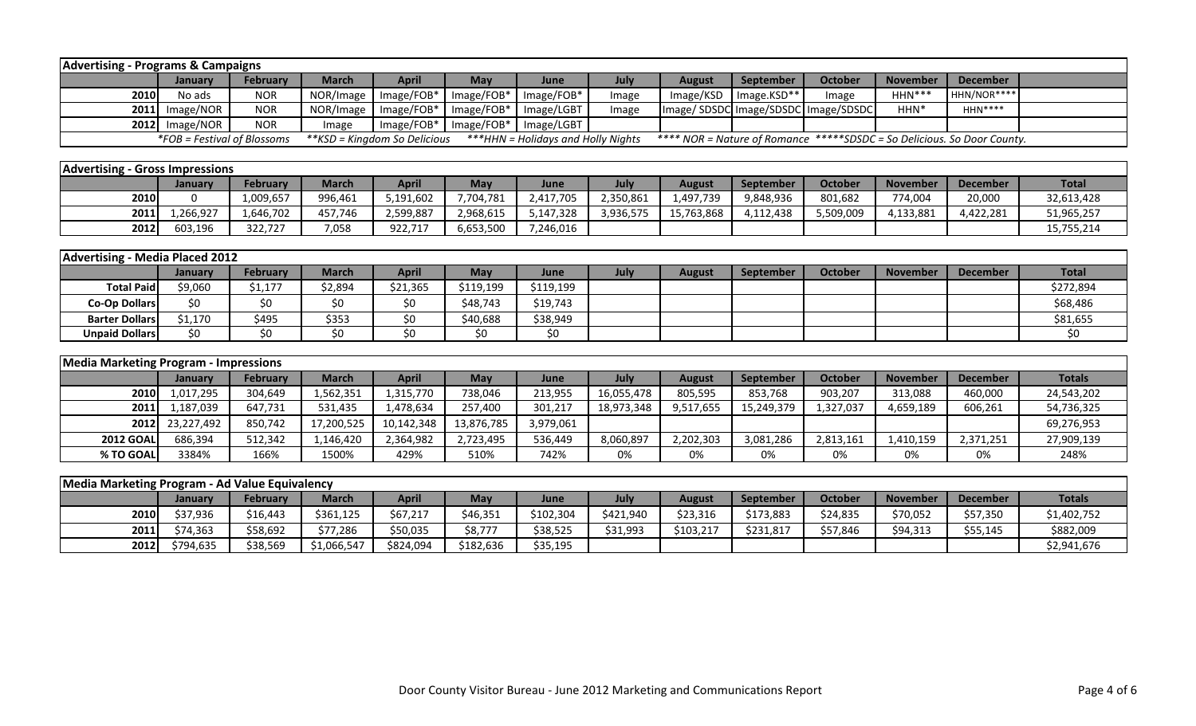## Advertising - Programs & Campaigns

| | January | February | March | April | May | June | July | August | September | October | November | December |
|---|---|---|---|---|---|---|---|---|---|---|---|---|
| 2010 | No ads | NOR | NOR/Image | Image/FOB* | Image/FOB* | Image/FOB* | Image | Image/KSD | Image.KSD** | Image | HHN*** | HHN/NOR**** |
| 2011 | Image/NOR | NOR | NOR/Image | Image/FOB* | Image/FOB* | Image/LGBT | Image | Image/ SDSDC | Image/SDSDC | Image/SDSDC | HHN* | HHN**** |
| 2012 | Image/NOR | NOR | Image | Image/FOB* | Image/FOB* | Image/LGBT | | | | | | |

*FOB = Festival of Blossoms **KSD = Kingdom So Delicious ***HHN = Holidays and Holly Nights **** NOR = Nature of Romance *****SDSDC = So Delicious. So Door County.

## Advertising - Gross Impressions

| | January | February | March | April | May | June | July | August | September | October | November | December | Total |
|---|---|---|---|---|---|---|---|---|---|---|---|---|---|
| 2010 | 0 | 1,009,657 | 996,461 | 5,191,602 | 7,704,781 | 2,417,705 | 2,350,861 | 1,497,739 | 9,848,936 | 801,682 | 774,004 | 20,000 | 32,613,428 |
| 2011 | 1,266,927 | 1,646,702 | 457,746 | 2,599,887 | 2,968,615 | 5,147,328 | 3,936,575 | 15,763,868 | 4,112,438 | 5,509,009 | 4,133,881 | 4,422,281 | 51,965,257 |
| 2012 | 603,196 | 322,727 | 7,058 | 922,717 | 6,653,500 | 7,246,016 | | | | | | | 15,755,214 |

## Advertising - Media Placed 2012

| | January | February | March | April | May | June | July | August | September | October | November | December | Total |
|---|---|---|---|---|---|---|---|---|---|---|---|---|---|
| Total Paid | $9,060 | $1,177 | $2,894 | $21,365 | $119,199 | $119,199 | | | | | | | $272,894 |
| Co-Op Dollars | $0 | $0 | $0 | $0 | $48,743 | $19,743 | | | | | | | $68,486 |
| Barter Dollars | $1,170 | $495 | $353 | $0 | $40,688 | $38,949 | | | | | | | $81,655 |
| Unpaid Dollars | $0 | $0 | $0 | $0 | $0 | $0 | | | | | | | $0 |

## Media Marketing Program - Impressions

| | January | February | March | April | May | June | July | August | September | October | November | December | Totals |
|---|---|---|---|---|---|---|---|---|---|---|---|---|---|
| 2010 | 1,017,295 | 304,649 | 1,562,351 | 1,315,770 | 738,046 | 213,955 | 16,055,478 | 805,595 | 853,768 | 903,207 | 313,088 | 460,000 | 24,543,202 |
| 2011 | 1,187,039 | 647,731 | 531,435 | 1,478,634 | 257,400 | 301,217 | 18,973,348 | 9,517,655 | 15,249,379 | 1,327,037 | 4,659,189 | 606,261 | 54,736,325 |
| 2012 | 23,227,492 | 850,742 | 17,200,525 | 10,142,348 | 13,876,785 | 3,979,061 | | | | | | | 69,276,953 |
| 2012 GOAL | 686,394 | 512,342 | 1,146,420 | 2,364,982 | 2,723,495 | 536,449 | 8,060,897 | 2,202,303 | 3,081,286 | 2,813,161 | 1,410,159 | 2,371,251 | 27,909,139 |
| % TO GOAL | 3384% | 166% | 1500% | 429% | 510% | 742% | 0% | 0% | 0% | 0% | 0% | 0% | 248% |

## Media Marketing Program - Ad Value Equivalency

| | January | February | March | April | May | June | July | August | September | October | November | December | Totals |
|---|---|---|---|---|---|---|---|---|---|---|---|---|---|
| 2010 | $37,936 | $16,443 | $361,125 | $67,217 | $46,351 | $102,304 | $421,940 | $23,316 | $173,883 | $24,835 | $70,052 | $57,350 | $1,402,752 |
| 2011 | $74,363 | $58,692 | $77,286 | $50,035 | $8,777 | $38,525 | $31,993 | $103,217 | $231,817 | $57,846 | $94,313 | $55,145 | $882,009 |
| 2012 | $794,635 | $38,569 | $1,066,547 | $824,094 | $182,636 | $35,195 | | | | | | | $2,941,676 |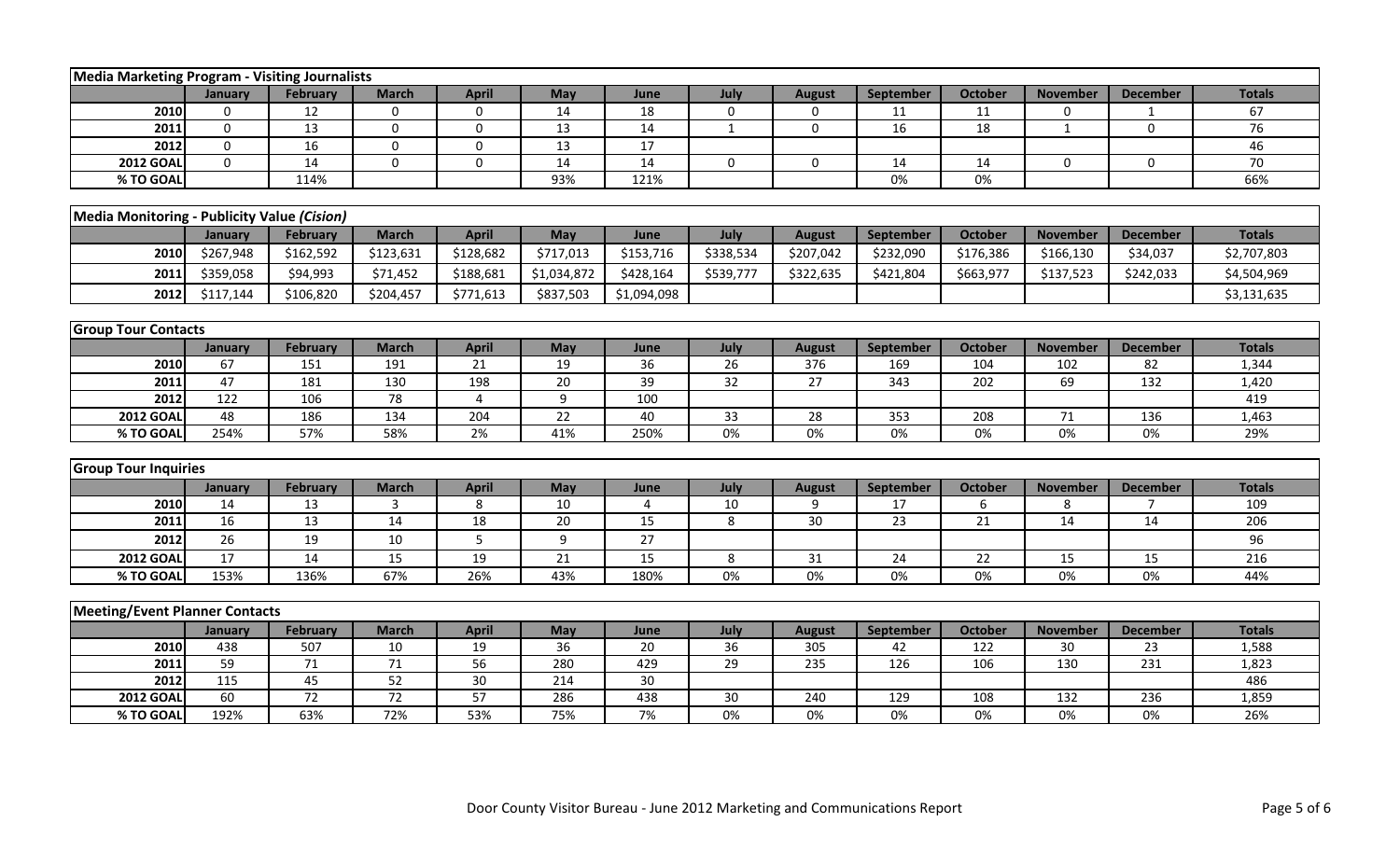## Media Marketing Program - Visiting Journalists

| | January | February | March | April | May | June | July | August | September | October | November | December | Totals |
|---|---|---|---|---|---|---|---|---|---|---|---|---|---|
| 2010 | 0 | 12 | 0 | 0 | 14 | 18 | 0 | 0 | 11 | 11 | 0 | 1 | 67 |
| 2011 | 0 | 13 | 0 | 0 | 13 | 14 | 1 | 0 | 16 | 18 | 1 | 0 | 76 |
| 2012 | 0 | 16 | 0 | 0 | 13 | 17 | | | | | | | 46 |
| 2012 GOAL | 0 | 14 | 0 | 0 | 14 | 14 | 0 | 0 | 14 | 14 | 0 | 0 | 70 |
| % TO GOAL | | 114% | | | 93% | 121% | | | 0% | 0% | | | 66% |

## Media Monitoring - Publicity Value *(Cision)*

| | January | February | March | April | May | June | July | August | September | October | November | December | Totals |
|---|---|---|---|---|---|---|---|---|---|---|---|---|---|
| 2010 | $267,948 | $162,592 | $123,631 | $128,682 | $717,013 | $153,716 | $338,534 | $207,042 | $232,090 | $176,386 | $166,130 | $34,037 | $2,707,803 |
| 2011 | $359,058 | $94,993 | $71,452 | $188,681 | $1,034,872 | $428,164 | $539,777 | $322,635 | $421,804 | $663,977 | $137,523 | $242,033 | $4,504,969 |
| 2012 | $117,144 | $106,820 | $204,457 | $771,613 | $837,503 | $1,094,098 | | | | | | | $3,131,635 |

## Group Tour Contacts

| | January | February | March | April | May | June | July | August | September | October | November | December | Totals |
|---|---|---|---|---|---|---|---|---|---|---|---|---|---|
| 2010 | 67 | 151 | 191 | 21 | 19 | 36 | 26 | 376 | 169 | 104 | 102 | 82 | 1,344 |
| 2011 | 47 | 181 | 130 | 198 | 20 | 39 | 32 | 27 | 343 | 202 | 69 | 132 | 1,420 |
| 2012 | 122 | 106 | 78 | 4 | 9 | 100 | | | | | | | 419 |
| 2012 GOAL | 48 | 186 | 134 | 204 | 22 | 40 | 33 | 28 | 353 | 208 | 71 | 136 | 1,463 |
| % TO GOAL | 254% | 57% | 58% | 2% | 41% | 250% | 0% | 0% | 0% | 0% | 0% | 0% | 29% |

## Group Tour Inquiries

| | January | February | March | April | May | June | July | August | September | October | November | December | Totals |
|---|---|---|---|---|---|---|---|---|---|---|---|---|---|
| 2010 | 14 | 13 | 3 | 8 | 10 | 4 | 10 | 9 | 17 | 6 | 8 | 7 | 109 |
| 2011 | 16 | 13 | 14 | 18 | 20 | 15 | 8 | 30 | 23 | 21 | 14 | 14 | 206 |
| 2012 | 26 | 19 | 10 | 5 | 9 | 27 | | | | | | | 96 |
| 2012 GOAL | 17 | 14 | 15 | 19 | 21 | 15 | 8 | 31 | 24 | 22 | 15 | 15 | 216 |
| % TO GOAL | 153% | 136% | 67% | 26% | 43% | 180% | 0% | 0% | 0% | 0% | 0% | 0% | 44% |

## Meeting/Event Planner Contacts

| | January | February | March | April | May | June | July | August | September | October | November | December | Totals |
|---|---|---|---|---|---|---|---|---|---|---|---|---|---|
| 2010 | 438 | 507 | 10 | 19 | 36 | 20 | 36 | 305 | 42 | 122 | 30 | 23 | 1,588 |
| 2011 | 59 | 71 | 71 | 56 | 280 | 429 | 29 | 235 | 126 | 106 | 130 | 231 | 1,823 |
| 2012 | 115 | 45 | 52 | 30 | 214 | 30 | | | | | | | 486 |
| 2012 GOAL | 60 | 72 | 72 | 57 | 286 | 438 | 30 | 240 | 129 | 108 | 132 | 236 | 1,859 |
| % TO GOAL | 192% | 63% | 72% | 53% | 75% | 7% | 0% | 0% | 0% | 0% | 0% | 0% | 26% |

Door County Visitor Bureau - June 2012 Marketing and Communications Report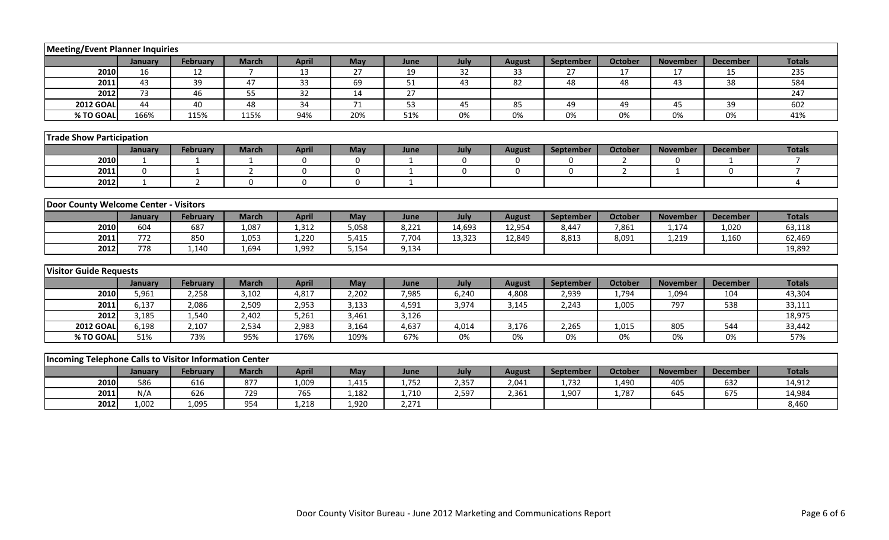## Meeting/Event Planner Inquiries

| | January | February | March | April | May | June | July | August | September | October | November | December | Totals |
|---|---|---|---|---|---|---|---|---|---|---|---|---|---|
| 2010 | 16 | 12 | 7 | 13 | 27 | 19 | 32 | 33 | 27 | 17 | 17 | 15 | 235 |
| 2011 | 43 | 39 | 47 | 33 | 69 | 51 | 43 | 82 | 48 | 48 | 43 | 38 | 584 |
| 2012 | 73 | 46 | 55 | 32 | 14 | 27 | | | | | | | 247 |
| 2012 GOAL | 44 | 40 | 48 | 34 | 71 | 53 | 45 | 85 | 49 | 49 | 45 | 39 | 602 |
| % TO GOAL | 166% | 115% | 115% | 94% | 20% | 51% | 0% | 0% | 0% | 0% | 0% | 0% | 41% |

## Trade Show Participation

| | January | February | March | April | May | June | July | August | September | October | November | December | Totals |
|---|---|---|---|---|---|---|---|---|---|---|---|---|---|
| 2010 | 1 | 1 | 1 | 0 | 0 | 1 | 0 | 0 | 0 | 2 | 0 | 1 | 7 |
| 2011 | 0 | 1 | 2 | 0 | 0 | 1 | 0 | 0 | 0 | 2 | 1 | 0 | 7 |
| 2012 | 1 | 2 | 0 | 0 | 0 | 1 | | | | | | | 4 |

## Door County Welcome Center - Visitors

| | January | February | March | April | May | June | July | August | September | October | November | December | Totals |
|---|---|---|---|---|---|---|---|---|---|---|---|---|---|
| 2010 | 604 | 687 | 1,087 | 1,312 | 5,058 | 8,221 | 14,693 | 12,954 | 8,447 | 7,861 | 1,174 | 1,020 | 63,118 |
| 2011 | 772 | 850 | 1,053 | 1,220 | 5,415 | 7,704 | 13,323 | 12,849 | 8,813 | 8,091 | 1,219 | 1,160 | 62,469 |
| 2012 | 778 | 1,140 | 1,694 | 1,992 | 5,154 | 9,134 | | | | | | | 19,892 |

## Visitor Guide Requests

| | January | February | March | April | May | June | July | August | September | October | November | December | Totals |
|---|---|---|---|---|---|---|---|---|---|---|---|---|---|
| 2010 | 5,961 | 2,258 | 3,102 | 4,817 | 2,202 | 7,985 | 6,240 | 4,808 | 2,939 | 1,794 | 1,094 | 104 | 43,304 |
| 2011 | 6,137 | 2,086 | 2,509 | 2,953 | 3,133 | 4,591 | 3,974 | 3,145 | 2,243 | 1,005 | 797 | 538 | 33,111 |
| 2012 | 3,185 | 1,540 | 2,402 | 5,261 | 3,461 | 3,126 | | | | | | | 18,975 |
| 2012 GOAL | 6,198 | 2,107 | 2,534 | 2,983 | 3,164 | 4,637 | 4,014 | 3,176 | 2,265 | 1,015 | 805 | 544 | 33,442 |
| % TO GOAL | 51% | 73% | 95% | 176% | 109% | 67% | 0% | 0% | 0% | 0% | 0% | 0% | 57% |

## Incoming Telephone Calls to Visitor Information Center

| | January | February | March | April | May | June | July | August | September | October | November | December | Totals |
|---|---|---|---|---|---|---|---|---|---|---|---|---|---|
| 2010 | 586 | 616 | 877 | 1,009 | 1,415 | 1,752 | 2,357 | 2,041 | 1,732 | 1,490 | 405 | 632 | 14,912 |
| 2011 | N/A | 626 | 729 | 765 | 1,182 | 1,710 | 2,597 | 2,361 | 1,907 | 1,787 | 645 | 675 | 14,984 |
| 2012 | 1,002 | 1,095 | 954 | 1,218 | 1,920 | 2,271 | | | | | | | 8,460 |

Door County Visitor Bureau - June 2012 Marketing and Communications Report